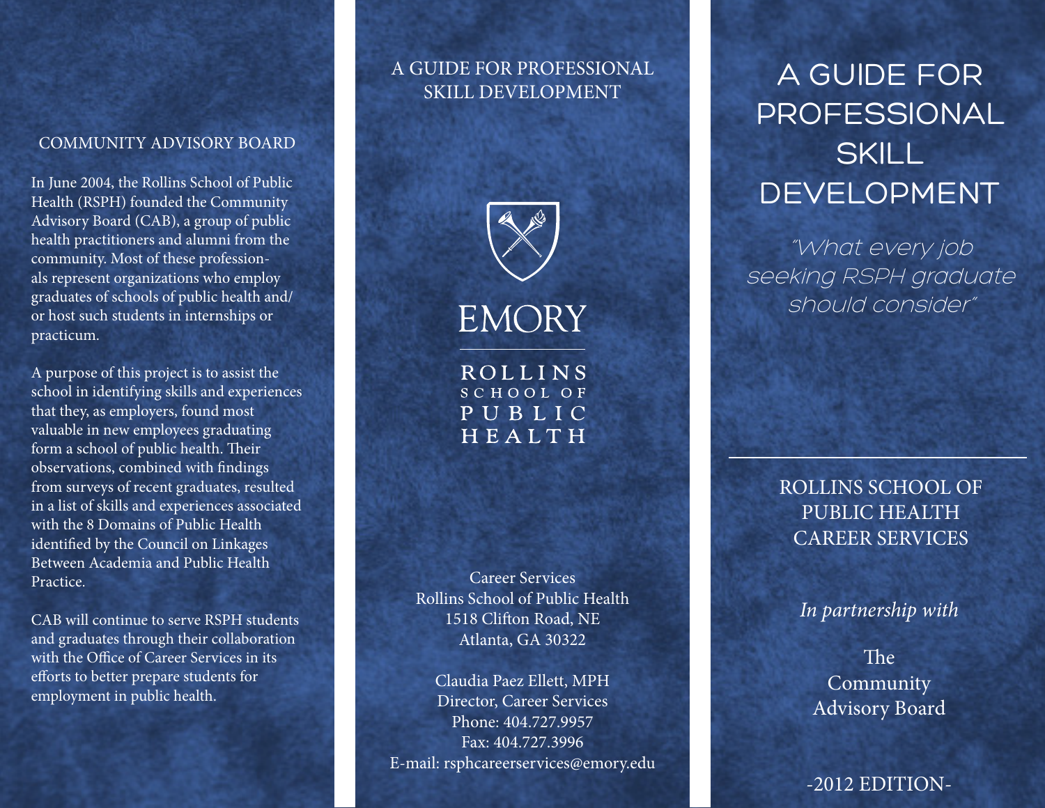## COMMUNITY ADVISORY BOARD

In June 2004, the Rollins School of Public Health (RSPH) founded the Community Advisory Board (CAB), a group of public health practitioners and alumni from the community. Most of these professionals represent organizations who employ graduates of schools of public health and/or host such students in internships or practicum.

A purpose of this project is to assist the school in identifying skills and experiences that they, as employers, found most valuable in new employees graduating form a school of public health. Their observations, combined with findings from surveys of recent graduates, resulted in a list of skills and experiences associated with the 8 Domains of Public Health identified by the Council on Linkages Between Academia and Public Health Practice.

CAB will continue to serve RSPH students and graduates through their collaboration with the Office of Career Services in its efforts to better prepare students for employment in public health.

A GUIDE FOR PROFESSIONAL SKILL DEVELOPMENT

EMORY

ROLLINS SCHOOL OF PUBLIC HEALTH

Career Services
Rollins School of Public Health
1518 Clifton Road, NE
Atlanta, GA 30322

Claudia Paez Ellett, MPH
Director, Career Services
Phone: 404.727.9957
Fax: 404.727.3996
E-mail: rsphcareerservices@emory.edu

# A GUIDE FOR PROFESSIONAL SKILL DEVELOPMENT

*"What every job seeking RSPH graduate should consider"*

ROLLINS SCHOOL OF PUBLIC HEALTH CAREER SERVICES

*In partnership with*

The Community Advisory Board

-2012 EDITION-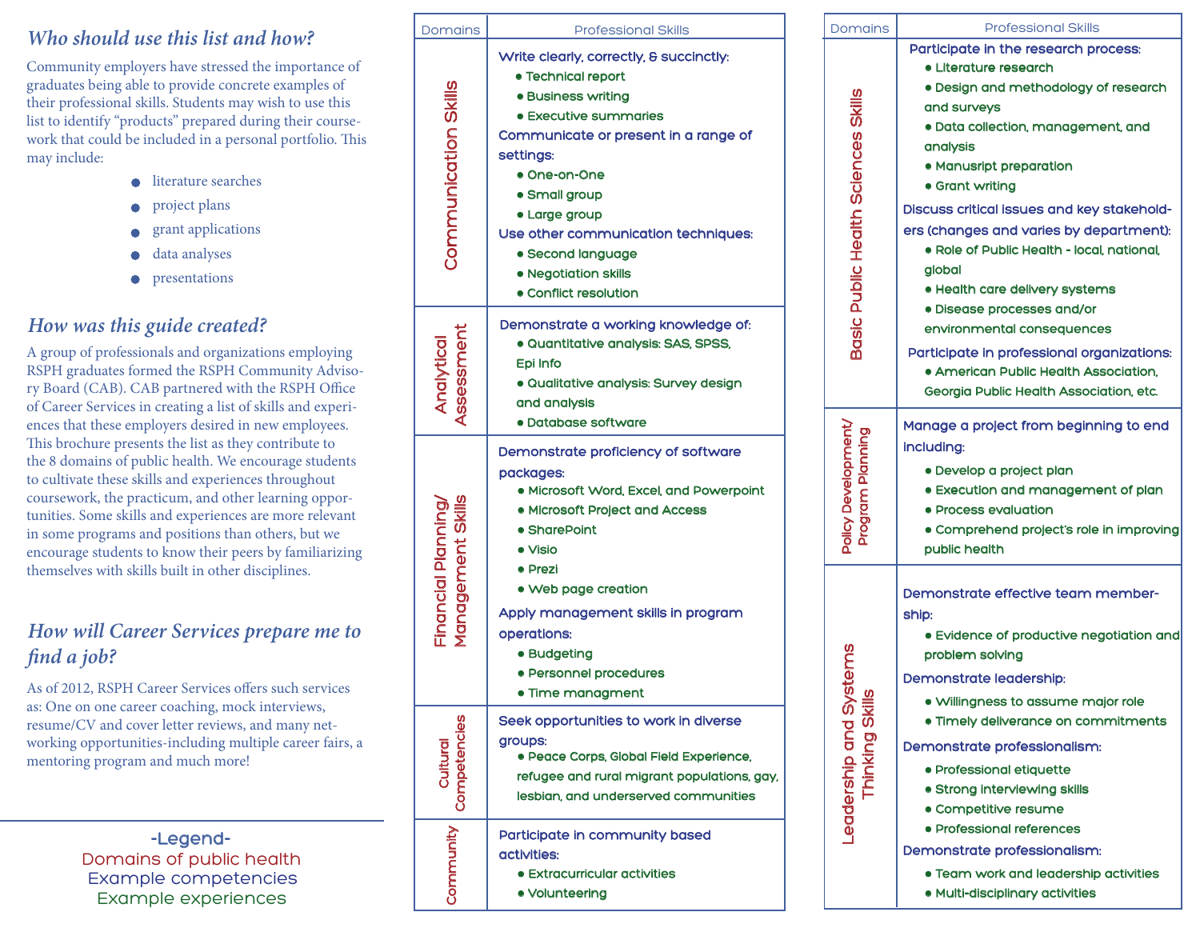## *Who should use this list and how?*

Community employers have stressed the importance of graduates being able to provide concrete examples of their professional skills. Students may wish to use this list to identify "products" prepared during their coursework that could be included in a personal portfolio. This may include:

- literature searches
- project plans
- grant applications
- data analyses
- presentations

## *How was this guide created?*

A group of professionals and organizations employing RSPH graduates formed the RSPH Community Advisory Board (CAB). CAB partnered with the RSPH Office of Career Services in creating a list of skills and experiences that these employers desired in new employees. This brochure presents the list as they contribute to the 8 domains of public health. We encourage students to cultivate these skills and experiences throughout coursework, the practicum, and other learning opportunities. Some skills and experiences are more relevant in some programs and positions than others, but we encourage students to know their peers by familiarizing themselves with skills built in other disciplines.

## *How will Career Services prepare me to find a job?*

As of 2012, RSPH Career Services offers such services as: One on one career coaching, mock interviews, resume/CV and cover letter reviews, and many networking opportunities-including multiple career fairs, a mentoring program and much more!

-Legend-
Domains of public health
Example competencies
Example experiences

| Domains | Professional Skills |
| --- | --- |
| Communication Skills | Write clearly, correctly, & succinctly: • Technical report • Business writing • Executive summaries Communicate or present in a range of settings: • One-on-One • Small group • Large group Use other communication techniques: • Second language • Negotiation skills • Conflict resolution |
| Analytical Assessment | Demonstrate a working knowledge of: • Quantitative analysis: SAS, SPSS, Epi Info • Qualitative analysis: Survey design and analysis • Database software |
| Financial Planning/ Management Skills | Demonstrate proficiency of software packages: • Microsoft Word, Excel, and Powerpoint • Microsoft Project and Access • SharePoint • Visio • Prezi • Web page creation Apply management skills in program operations: • Budgeting • Personnel procedures • Time managment |
| Cultural Competencies | Seek opportunities to work in diverse groups: • Peace Corps, Global Field Experience, refugee and rural migrant populations, gay, lesbian, and underserved communities |
| Community | Participate in community based activities: • Extracurricular activities • Volunteering |

| Domains | Professional Skills |
| --- | --- |
| Basic Public Health Sciences Skills | Participate in the research process: • Literature research • Design and methodology of research and surveys • Data collection, management, and analysis • Manusript preparation • Grant writing Discuss critical issues and key stakeholders (changes and varies by department): • Role of Public Health - local, national, global • Health care delivery systems • Disease processes and/or environmental consequences Participate in professional organizations: • American Public Health Association, Georgia Public Health Association, etc. |
| Policy Development/ Program Planning | Manage a project from beginning to end including: • Develop a project plan • Execution and management of plan • Process evaluation • Comprehend project's role in improving public health |
| Leadership and Systems Thinking Skills | Demonstrate effective team membership: • Evidence of productive negotiation and problem solving Demonstrate leadership: • Willingness to assume major role • Timely deliverance on commitments Demonstrate professionalism: • Professional etiquette • Strong interviewing skills • Competitive resume • Professional references Demonstrate professionalism: • Team work and leadership activities • Multi-disciplinary activities |